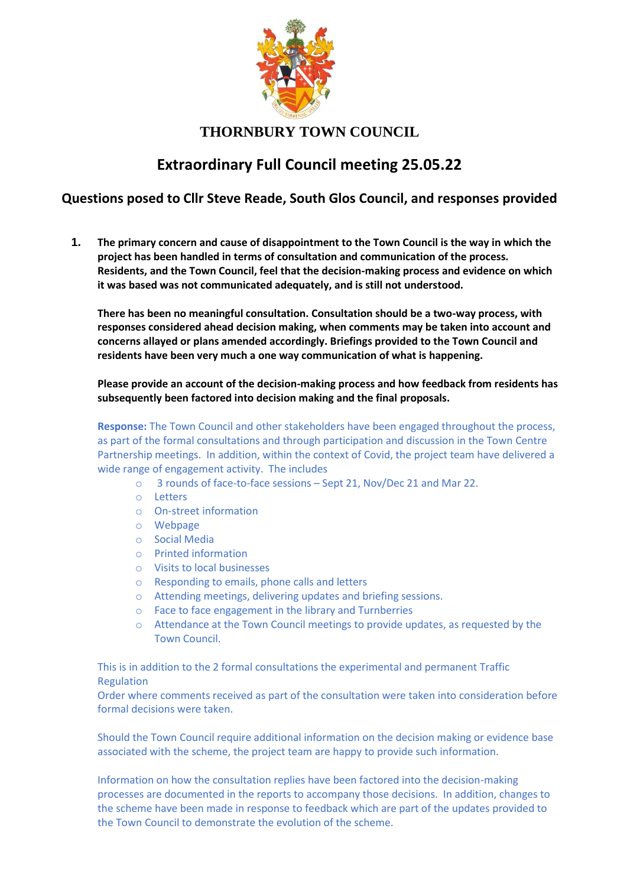# THORNBURY TOWN COUNCIL

## Extraordinary Full Council meeting 25.05.22

## Questions posed to Cllr Steve Reade, South Glos Council, and responses provided

1. **The primary concern and cause of disappointment to the Town Council is the way in which the project has been handled in terms of consultation and communication of the process. Residents, and the Town Council, feel that the decision-making process and evidence on which it was based was not communicated adequately, and is still not understood.**

   **There has been no meaningful consultation. Consultation should be a two-way process, with responses considered ahead decision making, when comments may be taken into account and concerns allayed or plans amended accordingly. Briefings provided to the Town Council and residents have been very much a one way communication of what is happening.**

   **Please provide an account of the decision-making process and how feedback from residents has subsequently been factored into decision making and the final proposals.**

   **Response:** The Town Council and other stakeholders have been engaged throughout the process, as part of the formal consultations and through participation and discussion in the Town Centre Partnership meetings. In addition, within the context of Covid, the project team have delivered a wide range of engagement activity. The includes

   - 3 rounds of face-to-face sessions – Sept 21, Nov/Dec 21 and Mar 22.
   - Letters
   - On-street information
   - Webpage
   - Social Media
   - Printed information
   - Visits to local businesses
   - Responding to emails, phone calls and letters
   - Attending meetings, delivering updates and briefing sessions.
   - Face to face engagement in the library and Turnberries
   - Attendance at the Town Council meetings to provide updates, as requested by the Town Council.

   This is in addition to the 2 formal consultations the experimental and permanent Traffic Regulation
   Order where comments received as part of the consultation were taken into consideration before formal decisions were taken.

   Should the Town Council require additional information on the decision making or evidence base associated with the scheme, the project team are happy to provide such information.

   Information on how the consultation replies have been factored into the decision-making processes are documented in the reports to accompany those decisions. In addition, changes to the scheme have been made in response to feedback which are part of the updates provided to the Town Council to demonstrate the evolution of the scheme.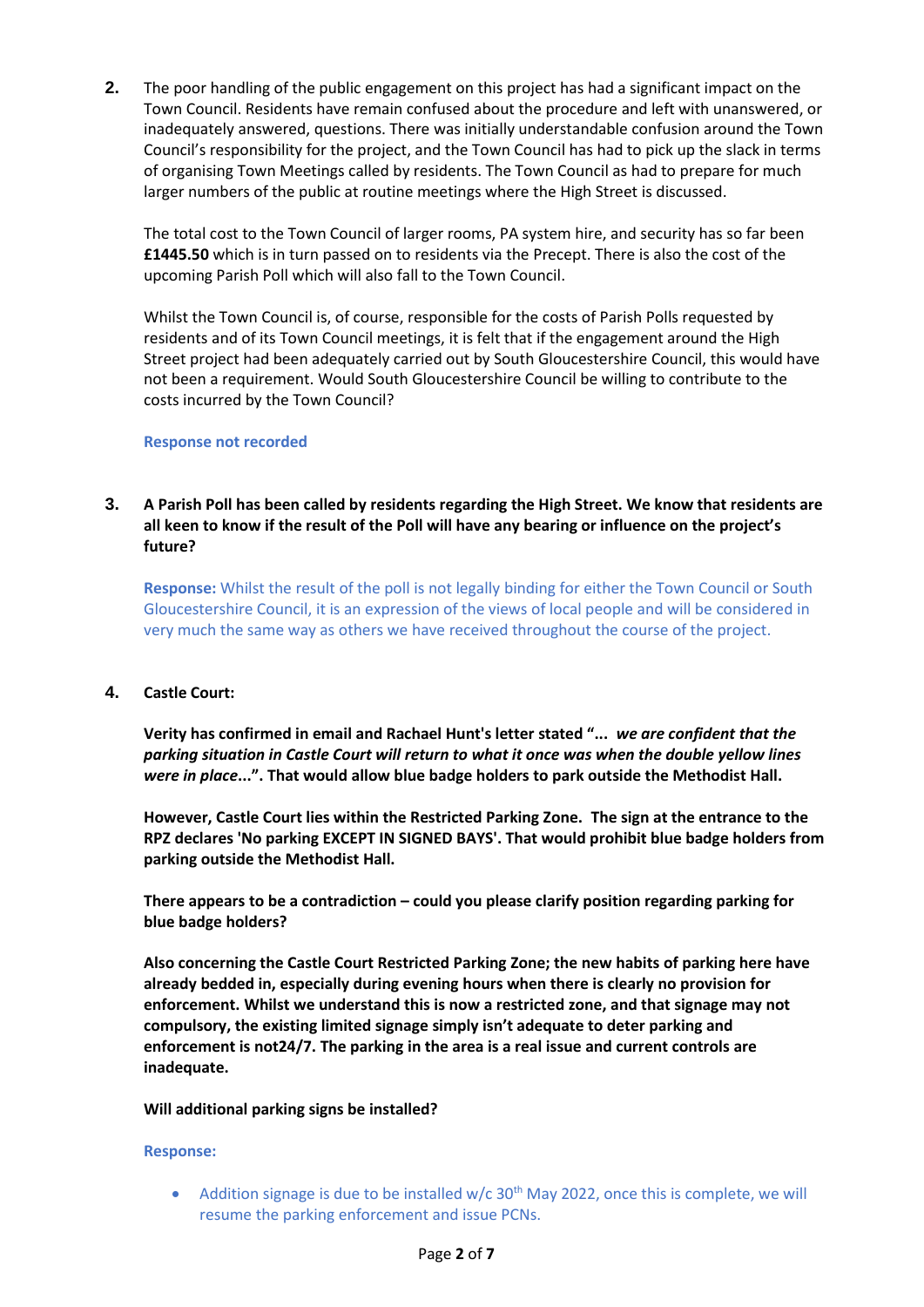2. The poor handling of the public engagement on this project has had a significant impact on the Town Council. Residents have remain confused about the procedure and left with unanswered, or inadequately answered, questions. There was initially understandable confusion around the Town Council's responsibility for the project, and the Town Council has had to pick up the slack in terms of organising Town Meetings called by residents. The Town Council as had to prepare for much larger numbers of the public at routine meetings where the High Street is discussed.

   The total cost to the Town Council of larger rooms, PA system hire, and security has so far been **£1445.50** which is in turn passed on to residents via the Precept. There is also the cost of the upcoming Parish Poll which will also fall to the Town Council.

   Whilst the Town Council is, of course, responsible for the costs of Parish Polls requested by residents and of its Town Council meetings, it is felt that if the engagement around the High Street project had been adequately carried out by South Gloucestershire Council, this would have not been a requirement. Would South Gloucestershire Council be willing to contribute to the costs incurred by the Town Council?

   **Response not recorded**

3. **A Parish Poll has been called by residents regarding the High Street. We know that residents are all keen to know if the result of the Poll will have any bearing or influence on the project's future?**

   **Response:** Whilst the result of the poll is not legally binding for either the Town Council or South Gloucestershire Council, it is an expression of the views of local people and will be considered in very much the same way as others we have received throughout the course of the project.

4. **Castle Court:**

   **Verity has confirmed in email and Rachael Hunt's letter stated "...** ***we are confident that the parking situation in Castle Court will return to what it once was when the double yellow lines were in place*****...". That would allow blue badge holders to park outside the Methodist Hall.**

   **However, Castle Court lies within the Restricted Parking Zone. The sign at the entrance to the RPZ declares 'No parking EXCEPT IN SIGNED BAYS'. That would prohibit blue badge holders from parking outside the Methodist Hall.**

   **There appears to be a contradiction – could you please clarify position regarding parking for blue badge holders?**

   **Also concerning the Castle Court Restricted Parking Zone; the new habits of parking here have already bedded in, especially during evening hours when there is clearly no provision for enforcement. Whilst we understand this is now a restricted zone, and that signage may not compulsory, the existing limited signage simply isn't adequate to deter parking and enforcement is not24/7. The parking in the area is a real issue and current controls are inadequate.**

   **Will additional parking signs be installed?**

   **Response:**

   - Addition signage is due to be installed w/c 30th May 2022, once this is complete, we will resume the parking enforcement and issue PCNs.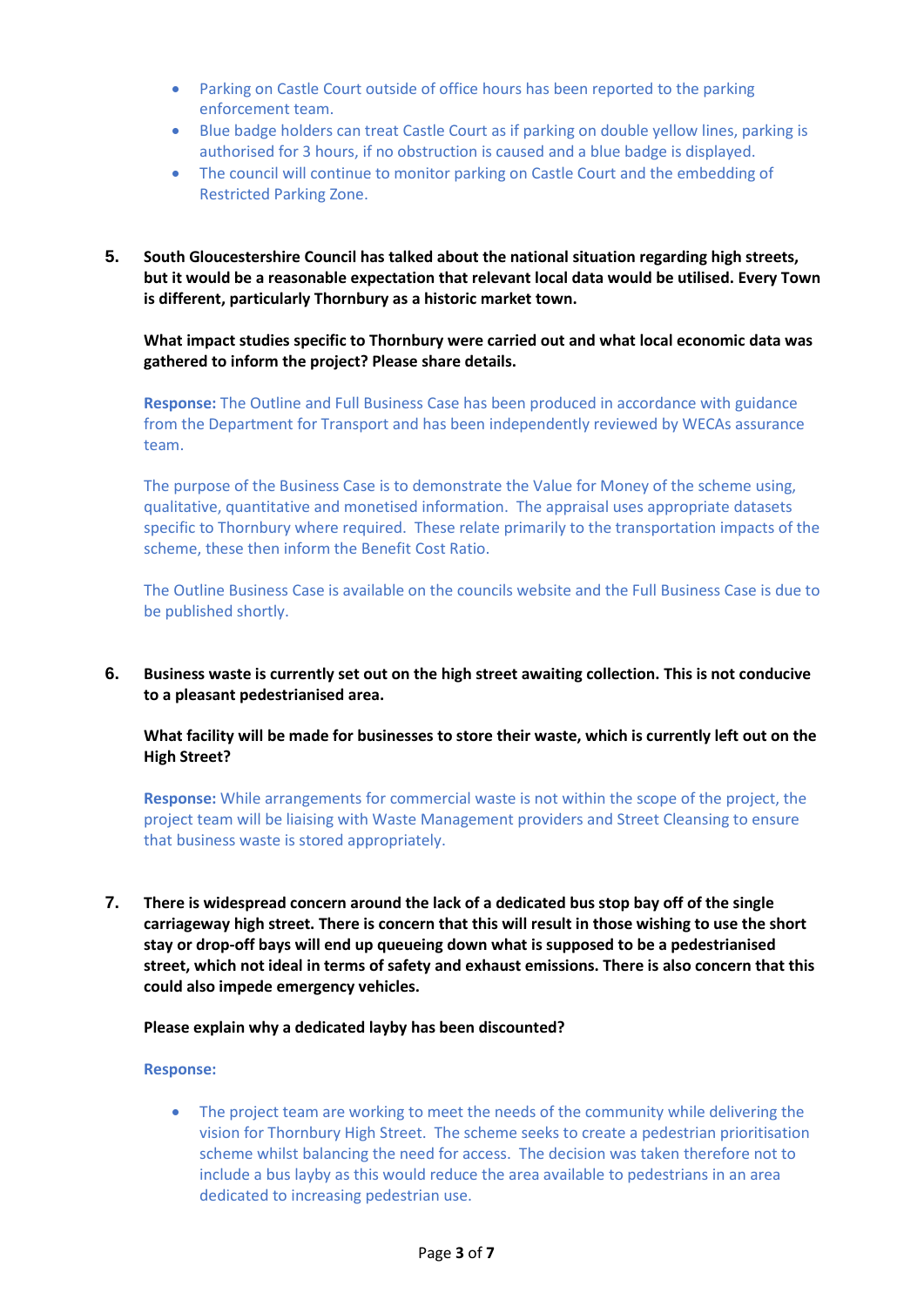- Parking on Castle Court outside of office hours has been reported to the parking enforcement team.
- Blue badge holders can treat Castle Court as if parking on double yellow lines, parking is authorised for 3 hours, if no obstruction is caused and a blue badge is displayed.
- The council will continue to monitor parking on Castle Court and the embedding of Restricted Parking Zone.

**5. South Gloucestershire Council has talked about the national situation regarding high streets, but it would be a reasonable expectation that relevant local data would be utilised. Every Town is different, particularly Thornbury as a historic market town.**

**What impact studies specific to Thornbury were carried out and what local economic data was gathered to inform the project? Please share details.**

**Response:** The Outline and Full Business Case has been produced in accordance with guidance from the Department for Transport and has been independently reviewed by WECAs assurance team.

The purpose of the Business Case is to demonstrate the Value for Money of the scheme using, qualitative, quantitative and monetised information. The appraisal uses appropriate datasets specific to Thornbury where required. These relate primarily to the transportation impacts of the scheme, these then inform the Benefit Cost Ratio.

The Outline Business Case is available on the councils website and the Full Business Case is due to be published shortly.

**6. Business waste is currently set out on the high street awaiting collection. This is not conducive to a pleasant pedestrianised area.**

**What facility will be made for businesses to store their waste, which is currently left out on the High Street?**

**Response:** While arrangements for commercial waste is not within the scope of the project, the project team will be liaising with Waste Management providers and Street Cleansing to ensure that business waste is stored appropriately.

**7. There is widespread concern around the lack of a dedicated bus stop bay off of the single carriageway high street. There is concern that this will result in those wishing to use the short stay or drop-off bays will end up queueing down what is supposed to be a pedestrianised street, which not ideal in terms of safety and exhaust emissions. There is also concern that this could also impede emergency vehicles.**

**Please explain why a dedicated layby has been discounted?**

**Response:**

- The project team are working to meet the needs of the community while delivering the vision for Thornbury High Street. The scheme seeks to create a pedestrian prioritisation scheme whilst balancing the need for access. The decision was taken therefore not to include a bus layby as this would reduce the area available to pedestrians in an area dedicated to increasing pedestrian use.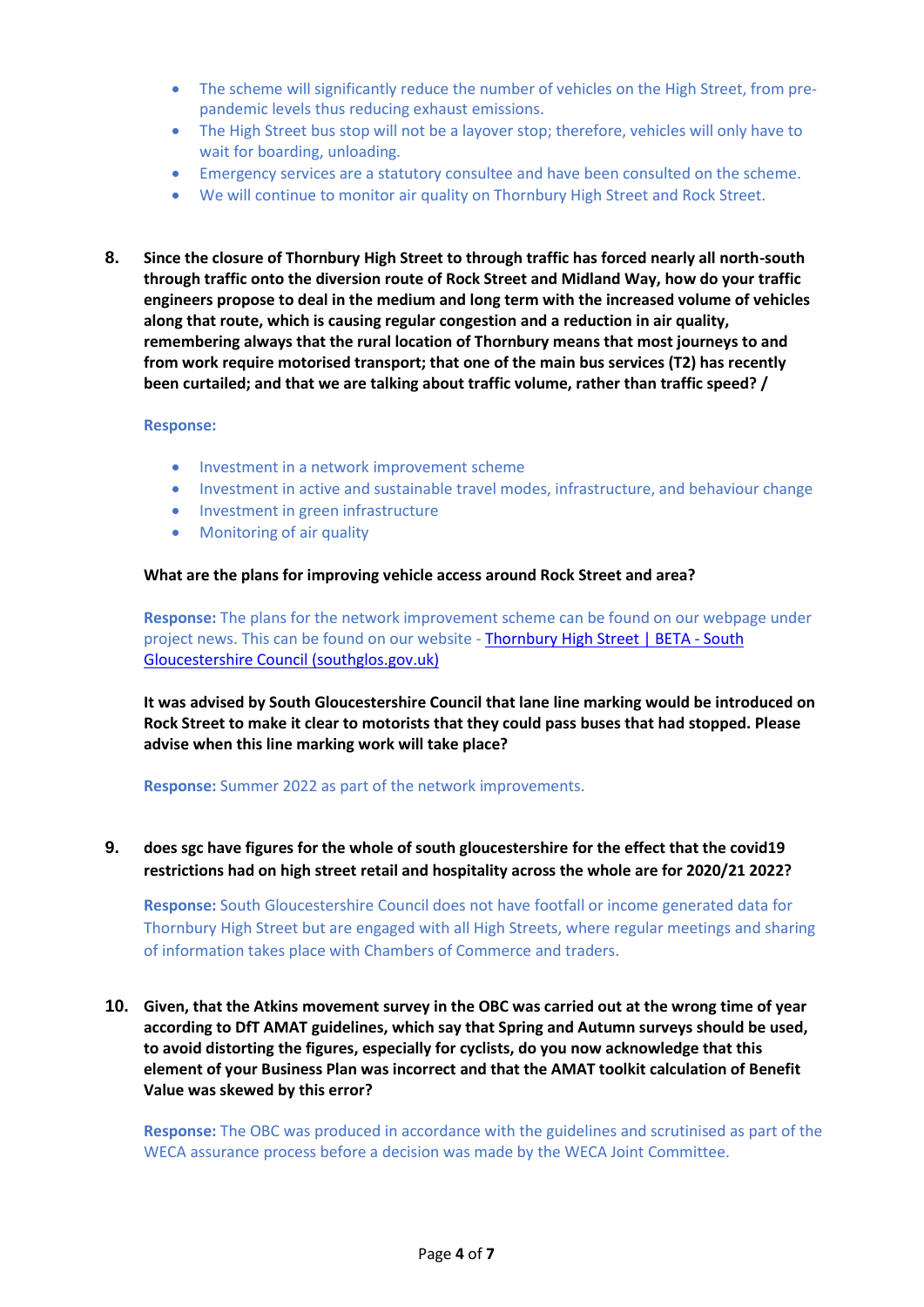- The scheme will significantly reduce the number of vehicles on the High Street, from pre-pandemic levels thus reducing exhaust emissions.
- The High Street bus stop will not be a layover stop; therefore, vehicles will only have to wait for boarding, unloading.
- Emergency services are a statutory consultee and have been consulted on the scheme.
- We will continue to monitor air quality on Thornbury High Street and Rock Street.

**8. Since the closure of Thornbury High Street to through traffic has forced nearly all north-south through traffic onto the diversion route of Rock Street and Midland Way, how do your traffic engineers propose to deal in the medium and long term with the increased volume of vehicles along that route, which is causing regular congestion and a reduction in air quality, remembering always that the rural location of Thornbury means that most journeys to and from work require motorised transport; that one of the main bus services (T2) has recently been curtailed; and that we are talking about traffic volume, rather than traffic speed? /**

**Response:**

- Investment in a network improvement scheme
- Investment in active and sustainable travel modes, infrastructure, and behaviour change
- Investment in green infrastructure
- Monitoring of air quality

**What are the plans for improving vehicle access around Rock Street and area?**

**Response:** The plans for the network improvement scheme can be found on our webpage under project news. This can be found on our website - [Thornbury High Street | BETA - South Gloucestershire Council (southglos.gov.uk)]()

**It was advised by South Gloucestershire Council that lane line marking would be introduced on Rock Street to make it clear to motorists that they could pass buses that had stopped. Please advise when this line marking work will take place?**

**Response:** Summer 2022 as part of the network improvements.

**9. does sgc have figures for the whole of south gloucestershire for the effect that the covid19 restrictions had on high street retail and hospitality across the whole are for 2020/21 2022?**

**Response:** South Gloucestershire Council does not have footfall or income generated data for Thornbury High Street but are engaged with all High Streets, where regular meetings and sharing of information takes place with Chambers of Commerce and traders.

**10. Given, that the Atkins movement survey in the OBC was carried out at the wrong time of year according to DfT AMAT guidelines, which say that Spring and Autumn surveys should be used, to avoid distorting the figures, especially for cyclists, do you now acknowledge that this element of your Business Plan was incorrect and that the AMAT toolkit calculation of Benefit Value was skewed by this error?**

**Response:** The OBC was produced in accordance with the guidelines and scrutinised as part of the WECA assurance process before a decision was made by the WECA Joint Committee.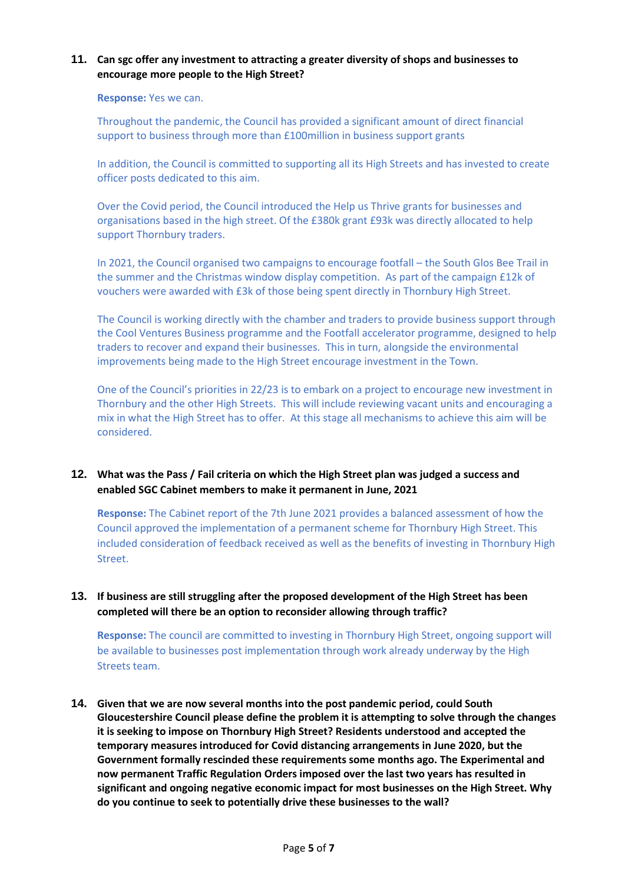**11. Can sgc offer any investment to attracting a greater diversity of shops and businesses to encourage more people to the High Street?**

**Response:** Yes we can.

Throughout the pandemic, the Council has provided a significant amount of direct financial support to business through more than £100million in business support grants

In addition, the Council is committed to supporting all its High Streets and has invested to create officer posts dedicated to this aim.

Over the Covid period, the Council introduced the Help us Thrive grants for businesses and organisations based in the high street. Of the £380k grant £93k was directly allocated to help support Thornbury traders.

In 2021, the Council organised two campaigns to encourage footfall – the South Glos Bee Trail in the summer and the Christmas window display competition. As part of the campaign £12k of vouchers were awarded with £3k of those being spent directly in Thornbury High Street.

The Council is working directly with the chamber and traders to provide business support through the Cool Ventures Business programme and the Footfall accelerator programme, designed to help traders to recover and expand their businesses. This in turn, alongside the environmental improvements being made to the High Street encourage investment in the Town.

One of the Council's priorities in 22/23 is to embark on a project to encourage new investment in Thornbury and the other High Streets. This will include reviewing vacant units and encouraging a mix in what the High Street has to offer. At this stage all mechanisms to achieve this aim will be considered.

**12. What was the Pass / Fail criteria on which the High Street plan was judged a success and enabled SGC Cabinet members to make it permanent in June, 2021**

**Response:** The Cabinet report of the 7th June 2021 provides a balanced assessment of how the Council approved the implementation of a permanent scheme for Thornbury High Street. This included consideration of feedback received as well as the benefits of investing in Thornbury High Street.

**13. If business are still struggling after the proposed development of the High Street has been completed will there be an option to reconsider allowing through traffic?**

**Response:** The council are committed to investing in Thornbury High Street, ongoing support will be available to businesses post implementation through work already underway by the High Streets team.

**14. Given that we are now several months into the post pandemic period, could South Gloucestershire Council please define the problem it is attempting to solve through the changes it is seeking to impose on Thornbury High Street? Residents understood and accepted the temporary measures introduced for Covid distancing arrangements in June 2020, but the Government formally rescinded these requirements some months ago. The Experimental and now permanent Traffic Regulation Orders imposed over the last two years has resulted in significant and ongoing negative economic impact for most businesses on the High Street. Why do you continue to seek to potentially drive these businesses to the wall?**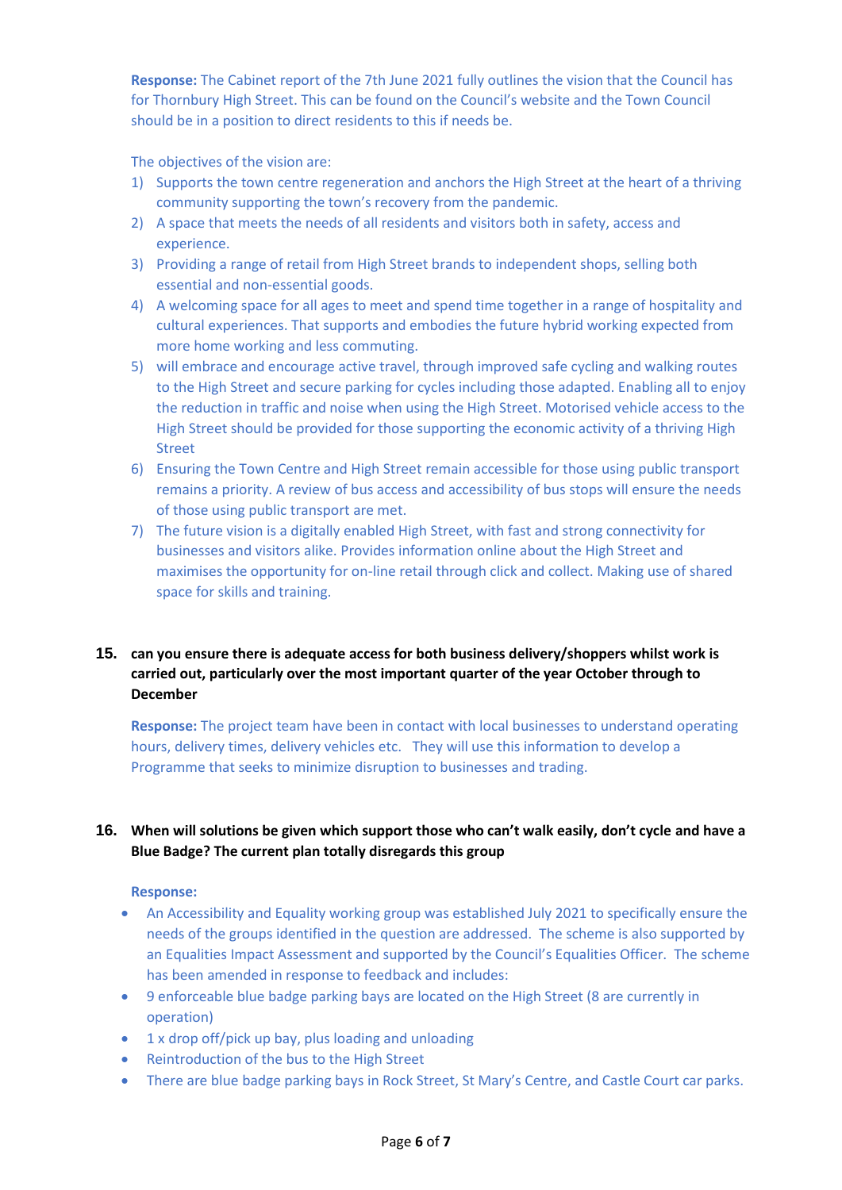**Response:** The Cabinet report of the 7th June 2021 fully outlines the vision that the Council has for Thornbury High Street. This can be found on the Council's website and the Town Council should be in a position to direct residents to this if needs be.

The objectives of the vision are:

1) Supports the town centre regeneration and anchors the High Street at the heart of a thriving community supporting the town's recovery from the pandemic.
2) A space that meets the needs of all residents and visitors both in safety, access and experience.
3) Providing a range of retail from High Street brands to independent shops, selling both essential and non-essential goods.
4) A welcoming space for all ages to meet and spend time together in a range of hospitality and cultural experiences. That supports and embodies the future hybrid working expected from more home working and less commuting.
5) will embrace and encourage active travel, through improved safe cycling and walking routes to the High Street and secure parking for cycles including those adapted. Enabling all to enjoy the reduction in traffic and noise when using the High Street. Motorised vehicle access to the High Street should be provided for those supporting the economic activity of a thriving High Street
6) Ensuring the Town Centre and High Street remain accessible for those using public transport remains a priority. A review of bus access and accessibility of bus stops will ensure the needs of those using public transport are met.
7) The future vision is a digitally enabled High Street, with fast and strong connectivity for businesses and visitors alike. Provides information online about the High Street and maximises the opportunity for on-line retail through click and collect. Making use of shared space for skills and training.

**15. can you ensure there is adequate access for both business delivery/shoppers whilst work is carried out, particularly over the most important quarter of the year October through to December**

**Response:** The project team have been in contact with local businesses to understand operating hours, delivery times, delivery vehicles etc. They will use this information to develop a Programme that seeks to minimize disruption to businesses and trading.

**16. When will solutions be given which support those who can't walk easily, don't cycle and have a Blue Badge? The current plan totally disregards this group**

**Response:**

- An Accessibility and Equality working group was established July 2021 to specifically ensure the needs of the groups identified in the question are addressed. The scheme is also supported by an Equalities Impact Assessment and supported by the Council's Equalities Officer. The scheme has been amended in response to feedback and includes:
- 9 enforceable blue badge parking bays are located on the High Street (8 are currently in operation)
- 1 x drop off/pick up bay, plus loading and unloading
- Reintroduction of the bus to the High Street
- There are blue badge parking bays in Rock Street, St Mary's Centre, and Castle Court car parks.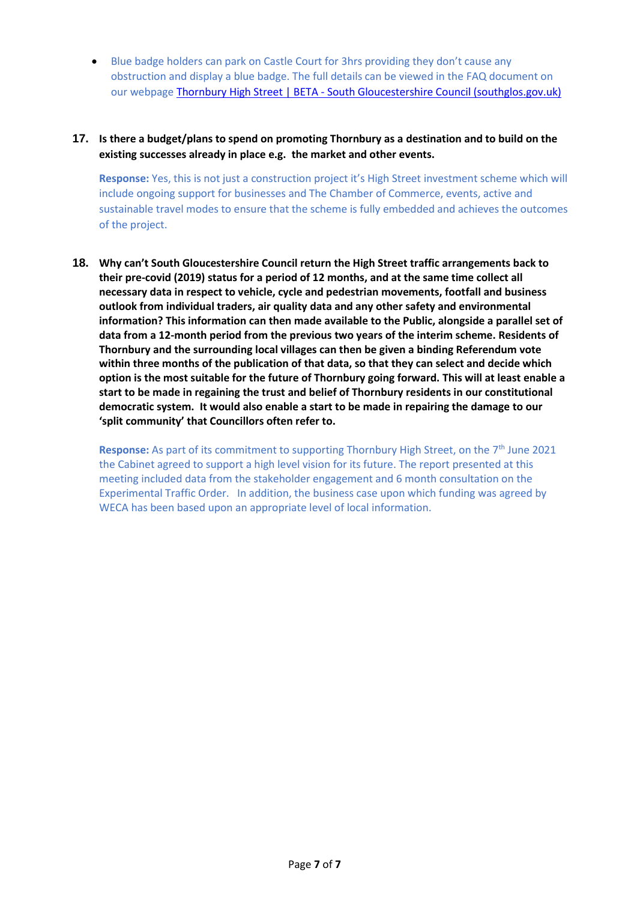- Blue badge holders can park on Castle Court for 3hrs providing they don't cause any obstruction and display a blue badge. The full details can be viewed in the FAQ document on our webpage [Thornbury High Street | BETA - South Gloucestershire Council (southglos.gov.uk)]

17. **Is there a budget/plans to spend on promoting Thornbury as a destination and to build on the existing successes already in place e.g. the market and other events.**

    **Response:** Yes, this is not just a construction project it's High Street investment scheme which will include ongoing support for businesses and The Chamber of Commerce, events, active and sustainable travel modes to ensure that the scheme is fully embedded and achieves the outcomes of the project.

18. **Why can't South Gloucestershire Council return the High Street traffic arrangements back to their pre-covid (2019) status for a period of 12 months, and at the same time collect all necessary data in respect to vehicle, cycle and pedestrian movements, footfall and business outlook from individual traders, air quality data and any other safety and environmental information? This information can then made available to the Public, alongside a parallel set of data from a 12-month period from the previous two years of the interim scheme. Residents of Thornbury and the surrounding local villages can then be given a binding Referendum vote within three months of the publication of that data, so that they can select and decide which option is the most suitable for the future of Thornbury going forward. This will at least enable a start to be made in regaining the trust and belief of Thornbury residents in our constitutional democratic system. It would also enable a start to be made in repairing the damage to our 'split community' that Councillors often refer to.**

    **Response:** As part of its commitment to supporting Thornbury High Street, on the 7th June 2021 the Cabinet agreed to support a high level vision for its future. The report presented at this meeting included data from the stakeholder engagement and 6 month consultation on the Experimental Traffic Order. In addition, the business case upon which funding was agreed by WECA has been based upon an appropriate level of local information.